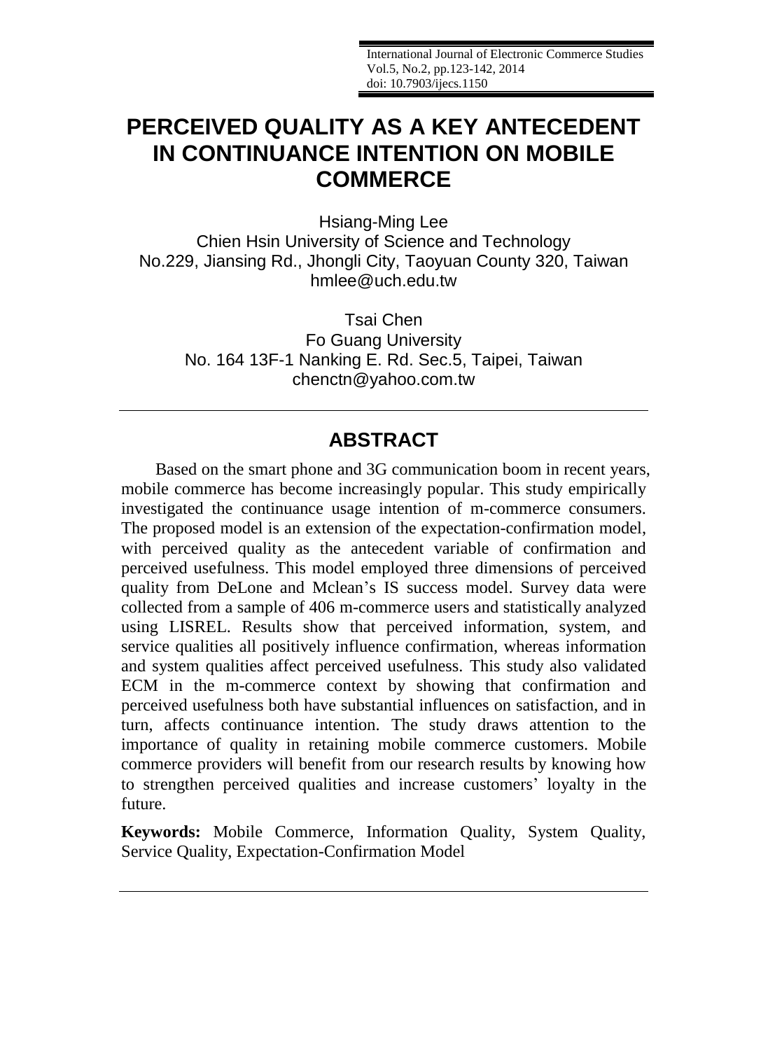# PERCEIVED QUALITY AS A KEY ANTECEDENT IN CONTINUANCE INTENTION ON MOBILE COMMERCE

Hsiang-Ming Lee
Chien Hsin University of Science and Technology
No.229, Jiansing Rd., Jhongli City, Taoyuan County 320, Taiwan
hmlee@uch.edu.tw

Tsai Chen
Fo Guang University
No. 164 13F-1 Nanking E. Rd. Sec.5, Taipei, Taiwan
chenctn@yahoo.com.tw

## ABSTRACT

Based on the smart phone and 3G communication boom in recent years, mobile commerce has become increasingly popular. This study empirically investigated the continuance usage intention of m-commerce consumers. The proposed model is an extension of the expectation-confirmation model, with perceived quality as the antecedent variable of confirmation and perceived usefulness. This model employed three dimensions of perceived quality from DeLone and Mclean's IS success model. Survey data were collected from a sample of 406 m-commerce users and statistically analyzed using LISREL. Results show that perceived information, system, and service qualities all positively influence confirmation, whereas information and system qualities affect perceived usefulness. This study also validated ECM in the m-commerce context by showing that confirmation and perceived usefulness both have substantial influences on satisfaction, and in turn, affects continuance intention. The study draws attention to the importance of quality in retaining mobile commerce customers. Mobile commerce providers will benefit from our research results by knowing how to strengthen perceived qualities and increase customers' loyalty in the future.

**Keywords:** Mobile Commerce, Information Quality, System Quality, Service Quality, Expectation-Confirmation Model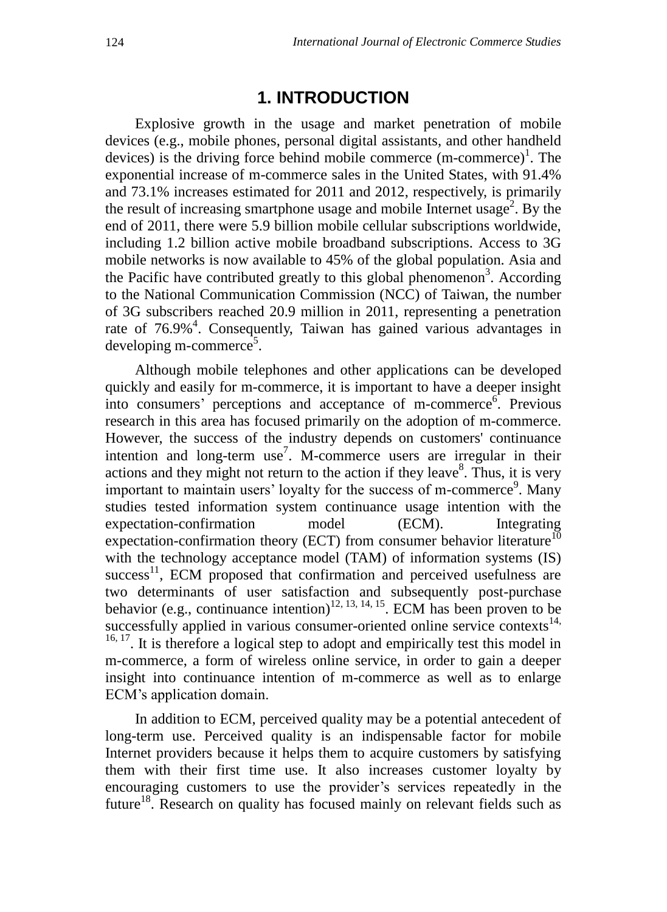# 1. INTRODUCTION

Explosive growth in the usage and market penetration of mobile devices (e.g., mobile phones, personal digital assistants, and other handheld devices) is the driving force behind mobile commerce (m-commerce)[1]. The exponential increase of m-commerce sales in the United States, with 91.4% and 73.1% increases estimated for 2011 and 2012, respectively, is primarily the result of increasing smartphone usage and mobile Internet usage[2]. By the end of 2011, there were 5.9 billion mobile cellular subscriptions worldwide, including 1.2 billion active mobile broadband subscriptions. Access to 3G mobile networks is now available to 45% of the global population. Asia and the Pacific have contributed greatly to this global phenomenon[3]. According to the National Communication Commission (NCC) of Taiwan, the number of 3G subscribers reached 20.9 million in 2011, representing a penetration rate of 76.9%[4]. Consequently, Taiwan has gained various advantages in developing m-commerce[5].

Although mobile telephones and other applications can be developed quickly and easily for m-commerce, it is important to have a deeper insight into consumers' perceptions and acceptance of m-commerce[6]. Previous research in this area has focused primarily on the adoption of m-commerce. However, the success of the industry depends on customers' continuance intention and long-term use[7]. M-commerce users are irregular in their actions and they might not return to the action if they leave[8]. Thus, it is very important to maintain users' loyalty for the success of m-commerce[9]. Many studies tested information system continuance usage intention with the expectation-confirmation model (ECM). Integrating expectation-confirmation theory (ECT) from consumer behavior literature[10] with the technology acceptance model (TAM) of information systems (IS) success[11], ECM proposed that confirmation and perceived usefulness are two determinants of user satisfaction and subsequently post-purchase behavior (e.g., continuance intention)[12, 13, 14, 15]. ECM has been proven to be successfully applied in various consumer-oriented online service contexts[14, 16, 17]. It is therefore a logical step to adopt and empirically test this model in m-commerce, a form of wireless online service, in order to gain a deeper insight into continuance intention of m-commerce as well as to enlarge ECM's application domain.

In addition to ECM, perceived quality may be a potential antecedent of long-term use. Perceived quality is an indispensable factor for mobile Internet providers because it helps them to acquire customers by satisfying them with their first time use. It also increases customer loyalty by encouraging customers to use the provider's services repeatedly in the future[18]. Research on quality has focused mainly on relevant fields such as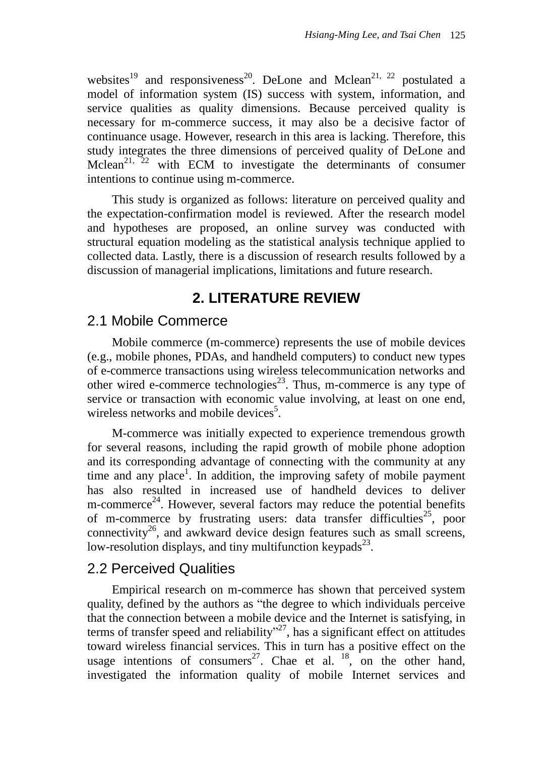websites[19] and responsiveness[20]. DeLone and Mclean[21, 22] postulated a model of information system (IS) success with system, information, and service qualities as quality dimensions. Because perceived quality is necessary for m-commerce success, it may also be a decisive factor of continuance usage. However, research in this area is lacking. Therefore, this study integrates the three dimensions of perceived quality of DeLone and Mclean[21, 22] with ECM to investigate the determinants of consumer intentions to continue using m-commerce.

This study is organized as follows: literature on perceived quality and the expectation-confirmation model is reviewed. After the research model and hypotheses are proposed, an online survey was conducted with structural equation modeling as the statistical analysis technique applied to collected data. Lastly, there is a discussion of research results followed by a discussion of managerial implications, limitations and future research.

## 2. LITERATURE REVIEW

### 2.1 Mobile Commerce

Mobile commerce (m-commerce) represents the use of mobile devices (e.g., mobile phones, PDAs, and handheld computers) to conduct new types of e-commerce transactions using wireless telecommunication networks and other wired e-commerce technologies[23]. Thus, m-commerce is any type of service or transaction with economic value involving, at least on one end, wireless networks and mobile devices[5].

M-commerce was initially expected to experience tremendous growth for several reasons, including the rapid growth of mobile phone adoption and its corresponding advantage of connecting with the community at any time and any place[1]. In addition, the improving safety of mobile payment has also resulted in increased use of handheld devices to deliver m-commerce[24]. However, several factors may reduce the potential benefits of m-commerce by frustrating users: data transfer difficulties[25], poor connectivity[26], and awkward device design features such as small screens, low-resolution displays, and tiny multifunction keypads[23].

### 2.2 Perceived Qualities

Empirical research on m-commerce has shown that perceived system quality, defined by the authors as "the degree to which individuals perceive that the connection between a mobile device and the Internet is satisfying, in terms of transfer speed and reliability"[27], has a significant effect on attitudes toward wireless financial services. This in turn has a positive effect on the usage intentions of consumers[27]. Chae et al. [18], on the other hand, investigated the information quality of mobile Internet services and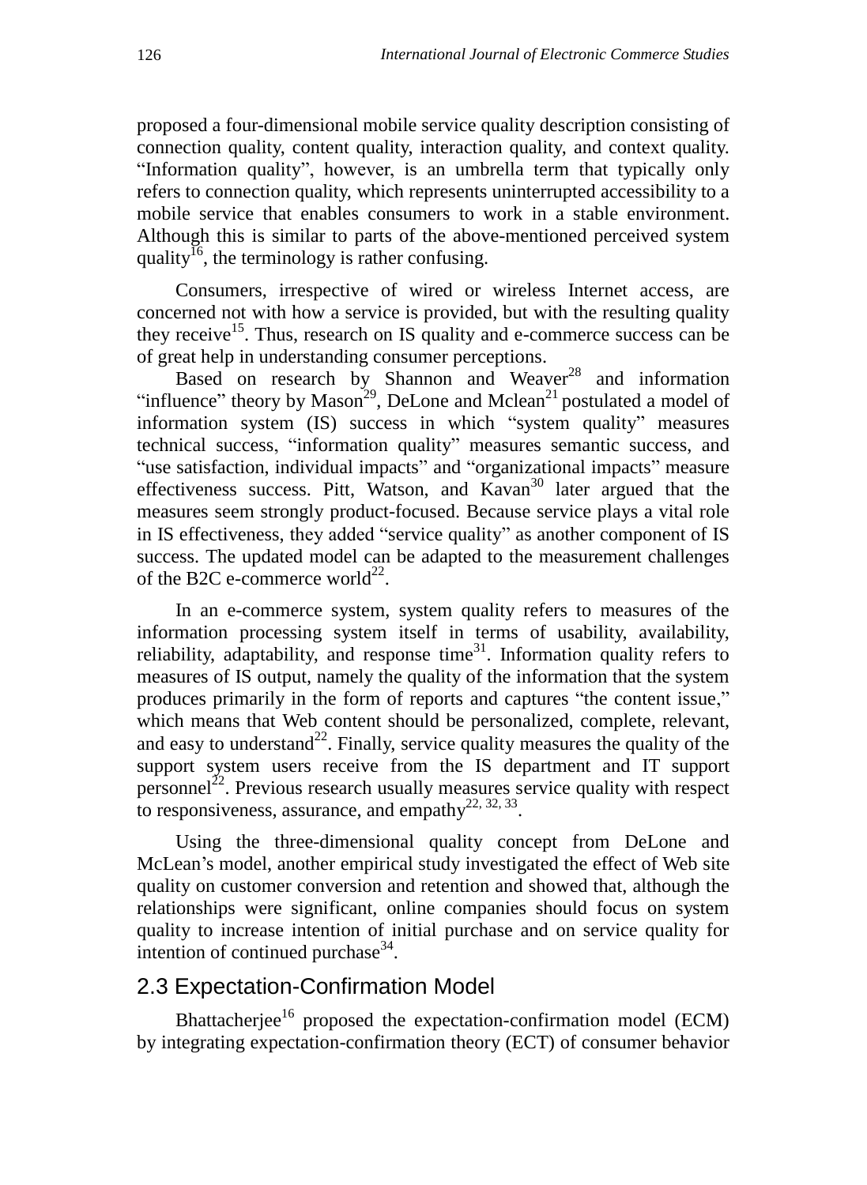proposed a four-dimensional mobile service quality description consisting of connection quality, content quality, interaction quality, and context quality. "Information quality", however, is an umbrella term that typically only refers to connection quality, which represents uninterrupted accessibility to a mobile service that enables consumers to work in a stable environment. Although this is similar to parts of the above-mentioned perceived system quality[16], the terminology is rather confusing.

Consumers, irrespective of wired or wireless Internet access, are concerned not with how a service is provided, but with the resulting quality they receive[15]. Thus, research on IS quality and e-commerce success can be of great help in understanding consumer perceptions.

Based on research by Shannon and Weaver[28] and information "influence" theory by Mason[29], DeLone and Mclean[21] postulated a model of information system (IS) success in which "system quality" measures technical success, "information quality" measures semantic success, and "use satisfaction, individual impacts" and "organizational impacts" measure effectiveness success. Pitt, Watson, and Kavan[30] later argued that the measures seem strongly product-focused. Because service plays a vital role in IS effectiveness, they added "service quality" as another component of IS success. The updated model can be adapted to the measurement challenges of the B2C e-commerce world[22].

In an e-commerce system, system quality refers to measures of the information processing system itself in terms of usability, availability, reliability, adaptability, and response time[31]. Information quality refers to measures of IS output, namely the quality of the information that the system produces primarily in the form of reports and captures "the content issue," which means that Web content should be personalized, complete, relevant, and easy to understand[22]. Finally, service quality measures the quality of the support system users receive from the IS department and IT support personnel[22]. Previous research usually measures service quality with respect to responsiveness, assurance, and empathy[22, 32, 33].

Using the three-dimensional quality concept from DeLone and McLean's model, another empirical study investigated the effect of Web site quality on customer conversion and retention and showed that, although the relationships were significant, online companies should focus on system quality to increase intention of initial purchase and on service quality for intention of continued purchase[34].

## 2.3 Expectation-Confirmation Model

Bhattacherjee[16] proposed the expectation-confirmation model (ECM) by integrating expectation-confirmation theory (ECT) of consumer behavior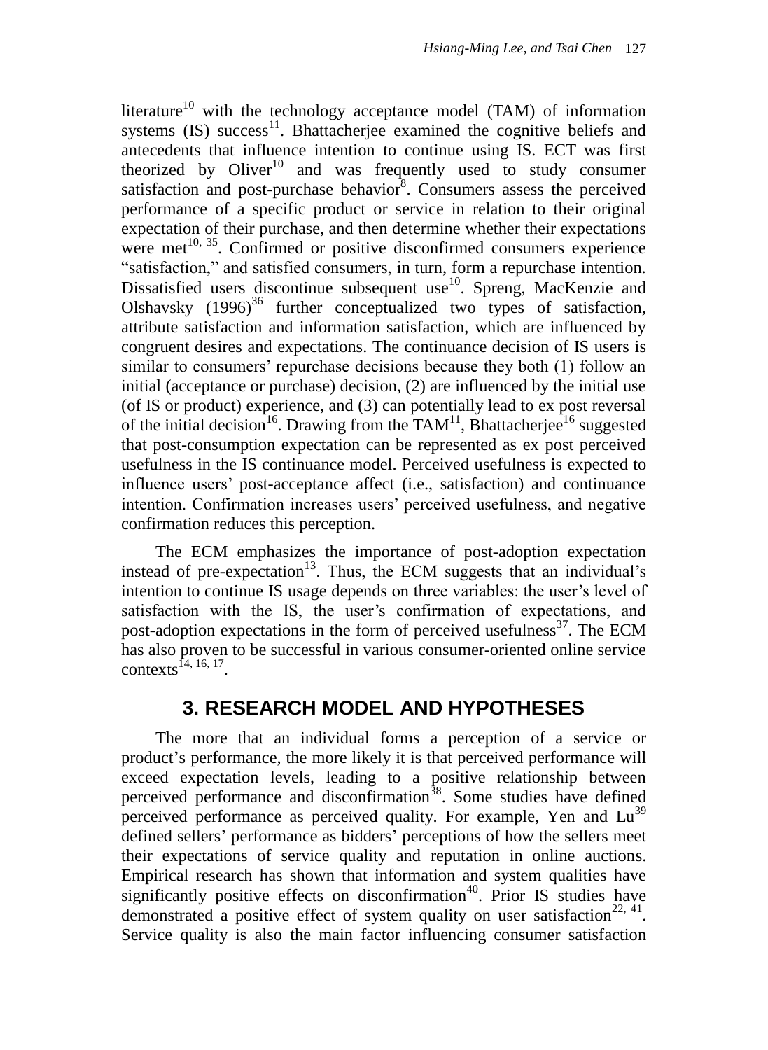literature[10] with the technology acceptance model (TAM) of information systems (IS) success[11]. Bhattacherjee examined the cognitive beliefs and antecedents that influence intention to continue using IS. ECT was first theorized by Oliver[10] and was frequently used to study consumer satisfaction and post-purchase behavior[8]. Consumers assess the perceived performance of a specific product or service in relation to their original expectation of their purchase, and then determine whether their expectations were met[10, 35]. Confirmed or positive disconfirmed consumers experience "satisfaction," and satisfied consumers, in turn, form a repurchase intention. Dissatisfied users discontinue subsequent use[10]. Spreng, MacKenzie and Olshavsky (1996)[36] further conceptualized two types of satisfaction, attribute satisfaction and information satisfaction, which are influenced by congruent desires and expectations. The continuance decision of IS users is similar to consumers' repurchase decisions because they both (1) follow an initial (acceptance or purchase) decision, (2) are influenced by the initial use (of IS or product) experience, and (3) can potentially lead to ex post reversal of the initial decision[16]. Drawing from the TAM[11], Bhattacherjee[16] suggested that post-consumption expectation can be represented as ex post perceived usefulness in the IS continuance model. Perceived usefulness is expected to influence users' post-acceptance affect (i.e., satisfaction) and continuance intention. Confirmation increases users' perceived usefulness, and negative confirmation reduces this perception.

The ECM emphasizes the importance of post-adoption expectation instead of pre-expectation[13]. Thus, the ECM suggests that an individual's intention to continue IS usage depends on three variables: the user's level of satisfaction with the IS, the user's confirmation of expectations, and post-adoption expectations in the form of perceived usefulness[37]. The ECM has also proven to be successful in various consumer-oriented online service contexts[14, 16, 17].

## 3. RESEARCH MODEL AND HYPOTHESES

The more that an individual forms a perception of a service or product's performance, the more likely it is that perceived performance will exceed expectation levels, leading to a positive relationship between perceived performance and disconfirmation[38]. Some studies have defined perceived performance as perceived quality. For example, Yen and Lu[39] defined sellers' performance as bidders' perceptions of how the sellers meet their expectations of service quality and reputation in online auctions. Empirical research has shown that information and system qualities have significantly positive effects on disconfirmation[40]. Prior IS studies have demonstrated a positive effect of system quality on user satisfaction[22, 41]. Service quality is also the main factor influencing consumer satisfaction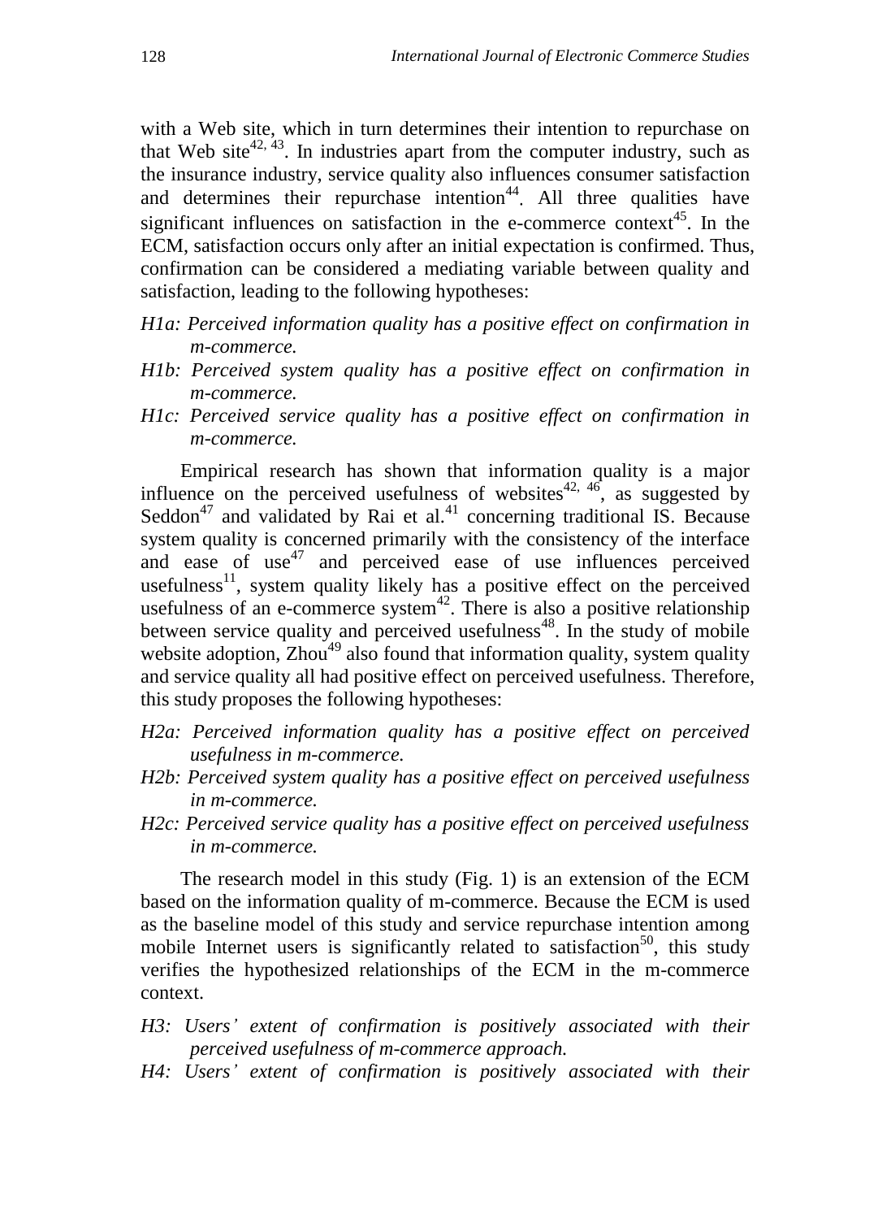with a Web site, which in turn determines their intention to repurchase on that Web site[42, 43]. In industries apart from the computer industry, such as the insurance industry, service quality also influences consumer satisfaction and determines their repurchase intention[44]. All three qualities have significant influences on satisfaction in the e-commerce context[45]. In the ECM, satisfaction occurs only after an initial expectation is confirmed. Thus, confirmation can be considered a mediating variable between quality and satisfaction, leading to the following hypotheses:

*H1a: Perceived information quality has a positive effect on confirmation in m-commerce.*

*H1b: Perceived system quality has a positive effect on confirmation in m-commerce.*

*H1c: Perceived service quality has a positive effect on confirmation in m-commerce.*

Empirical research has shown that information quality is a major influence on the perceived usefulness of websites[42, 46], as suggested by Seddon[47] and validated by Rai et al.[41] concerning traditional IS. Because system quality is concerned primarily with the consistency of the interface and ease of use[47] and perceived ease of use influences perceived usefulness[11], system quality likely has a positive effect on the perceived usefulness of an e-commerce system[42]. There is also a positive relationship between service quality and perceived usefulness[48]. In the study of mobile website adoption, Zhou[49] also found that information quality, system quality and service quality all had positive effect on perceived usefulness. Therefore, this study proposes the following hypotheses:

*H2a: Perceived information quality has a positive effect on perceived usefulness in m-commerce.*

*H2b: Perceived system quality has a positive effect on perceived usefulness in m-commerce.*

*H2c: Perceived service quality has a positive effect on perceived usefulness in m-commerce.*

The research model in this study (Fig. 1) is an extension of the ECM based on the information quality of m-commerce. Because the ECM is used as the baseline model of this study and service repurchase intention among mobile Internet users is significantly related to satisfaction[50], this study verifies the hypothesized relationships of the ECM in the m-commerce context.

*H3: Users' extent of confirmation is positively associated with their perceived usefulness of m-commerce approach.*

*H4: Users' extent of confirmation is positively associated with their*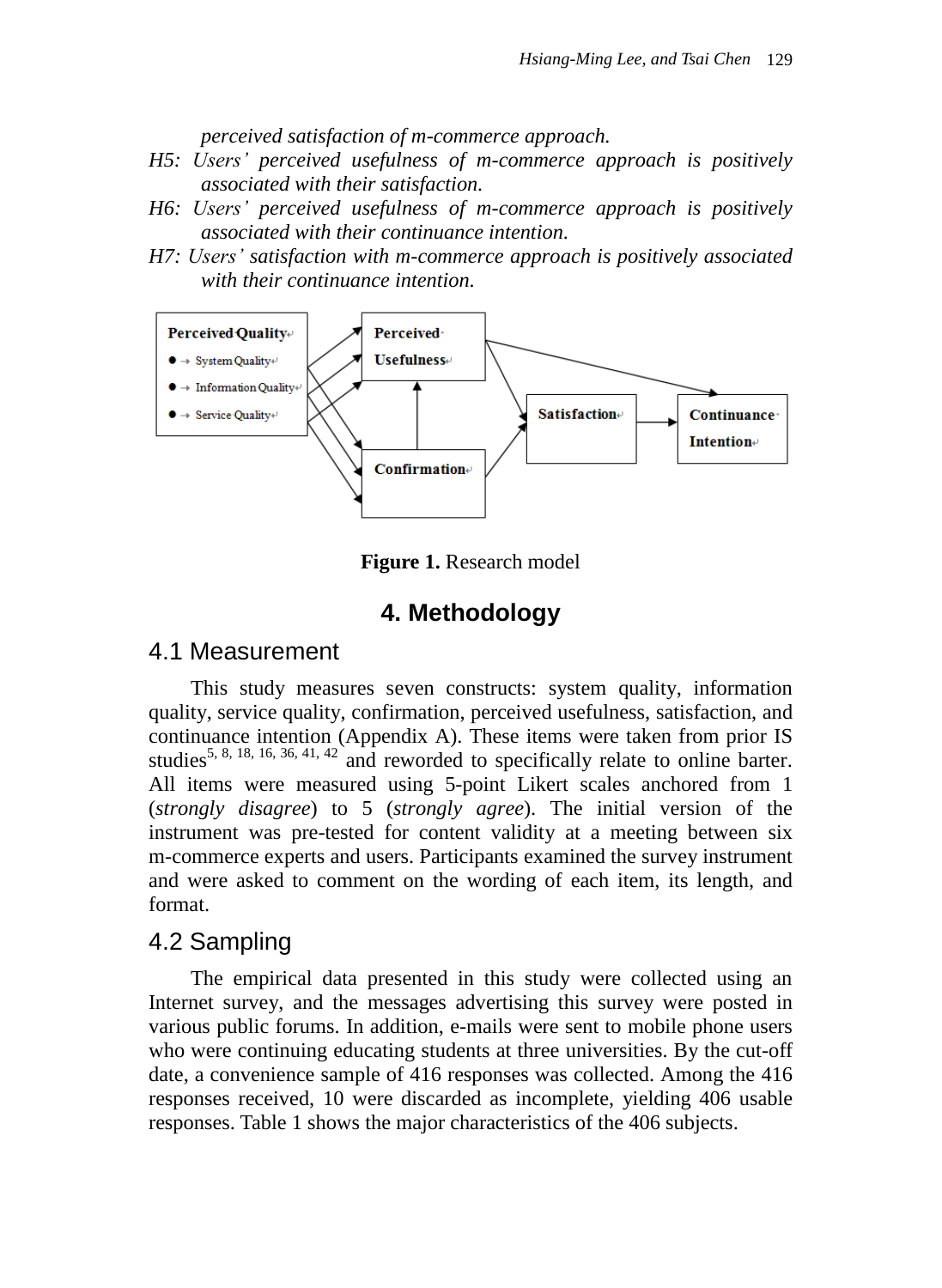*perceived satisfaction of m-commerce approach.*

*H5: Users' perceived usefulness of m-commerce approach is positively associated with their satisfaction.*

*H6: Users' perceived usefulness of m-commerce approach is positively associated with their continuance intention.*

*H7: Users' satisfaction with m-commerce approach is positively associated with their continuance intention.*

**Figure 1.** Research model

## 4. Methodology

### 4.1 Measurement

This study measures seven constructs: system quality, information quality, service quality, confirmation, perceived usefulness, satisfaction, and continuance intention (Appendix A). These items were taken from prior IS studies[5, 8, 18, 16, 36, 41, 42] and reworded to specifically relate to online barter. All items were measured using 5-point Likert scales anchored from 1 (*strongly disagree*) to 5 (*strongly agree*). The initial version of the instrument was pre-tested for content validity at a meeting between six m-commerce experts and users. Participants examined the survey instrument and were asked to comment on the wording of each item, its length, and format.

### 4.2 Sampling

The empirical data presented in this study were collected using an Internet survey, and the messages advertising this survey were posted in various public forums. In addition, e-mails were sent to mobile phone users who were continuing educating students at three universities. By the cut-off date, a convenience sample of 416 responses was collected. Among the 416 responses received, 10 were discarded as incomplete, yielding 406 usable responses. Table 1 shows the major characteristics of the 406 subjects.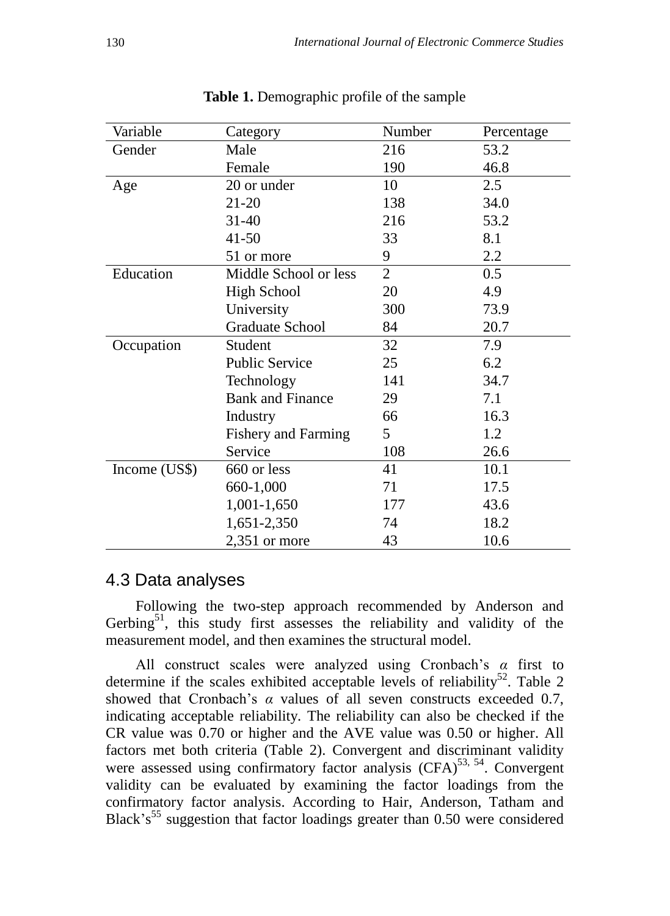**Table 1.** Demographic profile of the sample

| Variable | Category | Number | Percentage |
|---|---|---|---|
| Gender | Male | 216 | 53.2 |
| | Female | 190 | 46.8 |
| Age | 20 or under | 10 | 2.5 |
| | 21-20 | 138 | 34.0 |
| | 31-40 | 216 | 53.2 |
| | 41-50 | 33 | 8.1 |
| | 51 or more | 9 | 2.2 |
| Education | Middle School or less | 2 | 0.5 |
| | High School | 20 | 4.9 |
| | University | 300 | 73.9 |
| | Graduate School | 84 | 20.7 |
| Occupation | Student | 32 | 7.9 |
| | Public Service | 25 | 6.2 |
| | Technology | 141 | 34.7 |
| | Bank and Finance | 29 | 7.1 |
| | Industry | 66 | 16.3 |
| | Fishery and Farming | 5 | 1.2 |
| | Service | 108 | 26.6 |
| Income (US$) | 660 or less | 41 | 10.1 |
| | 660-1,000 | 71 | 17.5 |
| | 1,001-1,650 | 177 | 43.6 |
| | 1,651-2,350 | 74 | 18.2 |
| | 2,351 or more | 43 | 10.6 |

## 4.3 Data analyses

Following the two-step approach recommended by Anderson and Gerbing[51], this study first assesses the reliability and validity of the measurement model, and then examines the structural model.

All construct scales were analyzed using Cronbach's $\alpha$ first to determine if the scales exhibited acceptable levels of reliability[52]. Table 2 showed that Cronbach's $\alpha$ values of all seven constructs exceeded 0.7, indicating acceptable reliability. The reliability can also be checked if the CR value was 0.70 or higher and the AVE value was 0.50 or higher. All factors met both criteria (Table 2). Convergent and discriminant validity were assessed using confirmatory factor analysis (CFA)[53, 54]. Convergent validity can be evaluated by examining the factor loadings from the confirmatory factor analysis. According to Hair, Anderson, Tatham and Black's[55] suggestion that factor loadings greater than 0.50 were considered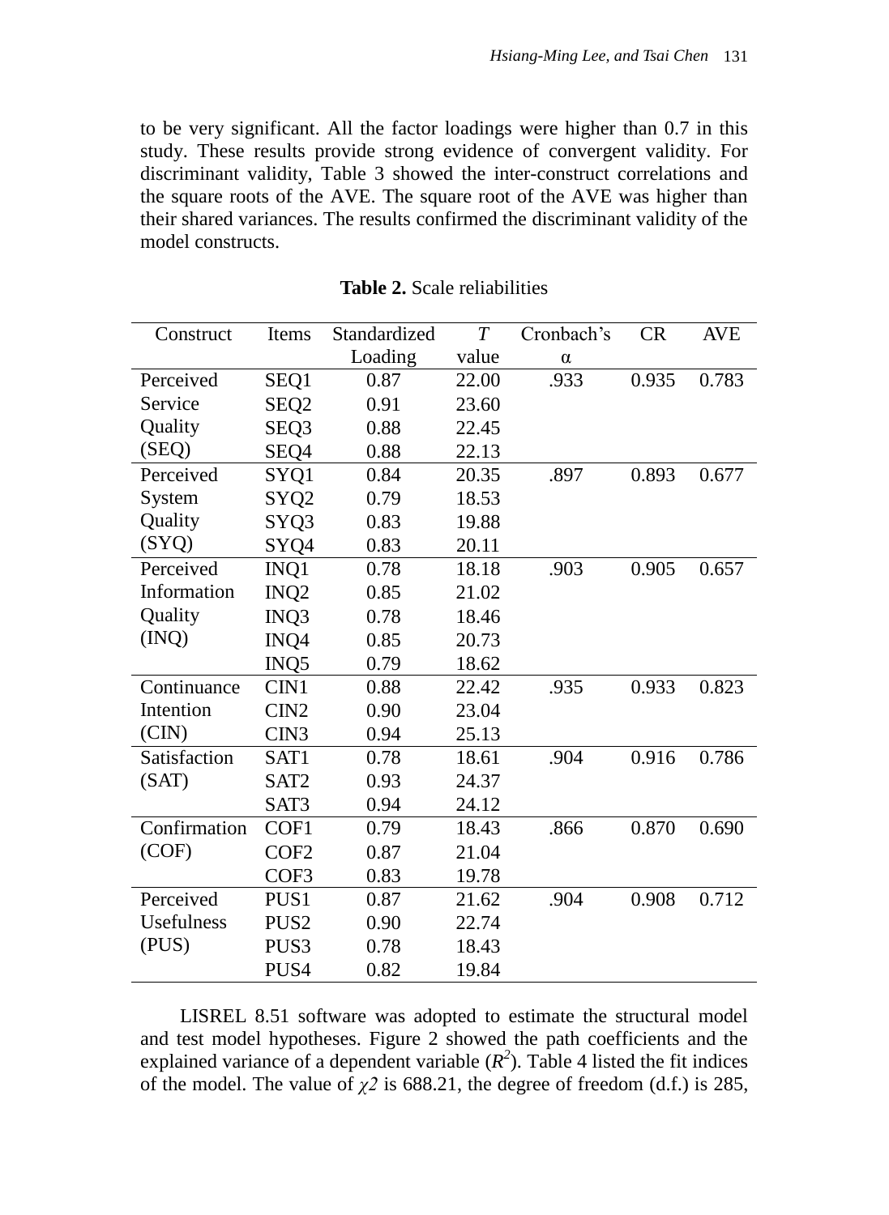to be very significant. All the factor loadings were higher than 0.7 in this study. These results provide strong evidence of convergent validity. For discriminant validity, Table 3 showed the inter-construct correlations and the square roots of the AVE. The square root of the AVE was higher than their shared variances. The results confirmed the discriminant validity of the model constructs.

**Table 2.** Scale reliabilities

| Construct | Items | Standardized Loading | *T* value | Cronbach's α | CR | AVE |
|---|---|---|---|---|---|---|
| Perceived Service Quality (SEQ) | SEQ1 | 0.87 | 22.00 | .933 | 0.935 | 0.783 |
| | SEQ2 | 0.91 | 23.60 | | | |
| | SEQ3 | 0.88 | 22.45 | | | |
| | SEQ4 | 0.88 | 22.13 | | | |
| Perceived System Quality (SYQ) | SYQ1 | 0.84 | 20.35 | .897 | 0.893 | 0.677 |
| | SYQ2 | 0.79 | 18.53 | | | |
| | SYQ3 | 0.83 | 19.88 | | | |
| | SYQ4 | 0.83 | 20.11 | | | |
| Perceived Information Quality (INQ) | INQ1 | 0.78 | 18.18 | .903 | 0.905 | 0.657 |
| | INQ2 | 0.85 | 21.02 | | | |
| | INQ3 | 0.78 | 18.46 | | | |
| | INQ4 | 0.85 | 20.73 | | | |
| | INQ5 | 0.79 | 18.62 | | | |
| Continuance Intention (CIN) | CIN1 | 0.88 | 22.42 | .935 | 0.933 | 0.823 |
| | CIN2 | 0.90 | 23.04 | | | |
| | CIN3 | 0.94 | 25.13 | | | |
| Satisfaction (SAT) | SAT1 | 0.78 | 18.61 | .904 | 0.916 | 0.786 |
| | SAT2 | 0.93 | 24.37 | | | |
| | SAT3 | 0.94 | 24.12 | | | |
| Confirmation (COF) | COF1 | 0.79 | 18.43 | .866 | 0.870 | 0.690 |
| | COF2 | 0.87 | 21.04 | | | |
| | COF3 | 0.83 | 19.78 | | | |
| Perceived Usefulness (PUS) | PUS1 | 0.87 | 21.62 | .904 | 0.908 | 0.712 |
| | PUS2 | 0.90 | 22.74 | | | |
| | PUS3 | 0.78 | 18.43 | | | |
| | PUS4 | 0.82 | 19.84 | | | |

LISREL 8.51 software was adopted to estimate the structural model and test model hypotheses. Figure 2 showed the path coefficients and the explained variance of a dependent variable ($R^2$). Table 4 listed the fit indices of the model. The value of $\chi 2$ is 688.21, the degree of freedom (d.f.) is 285,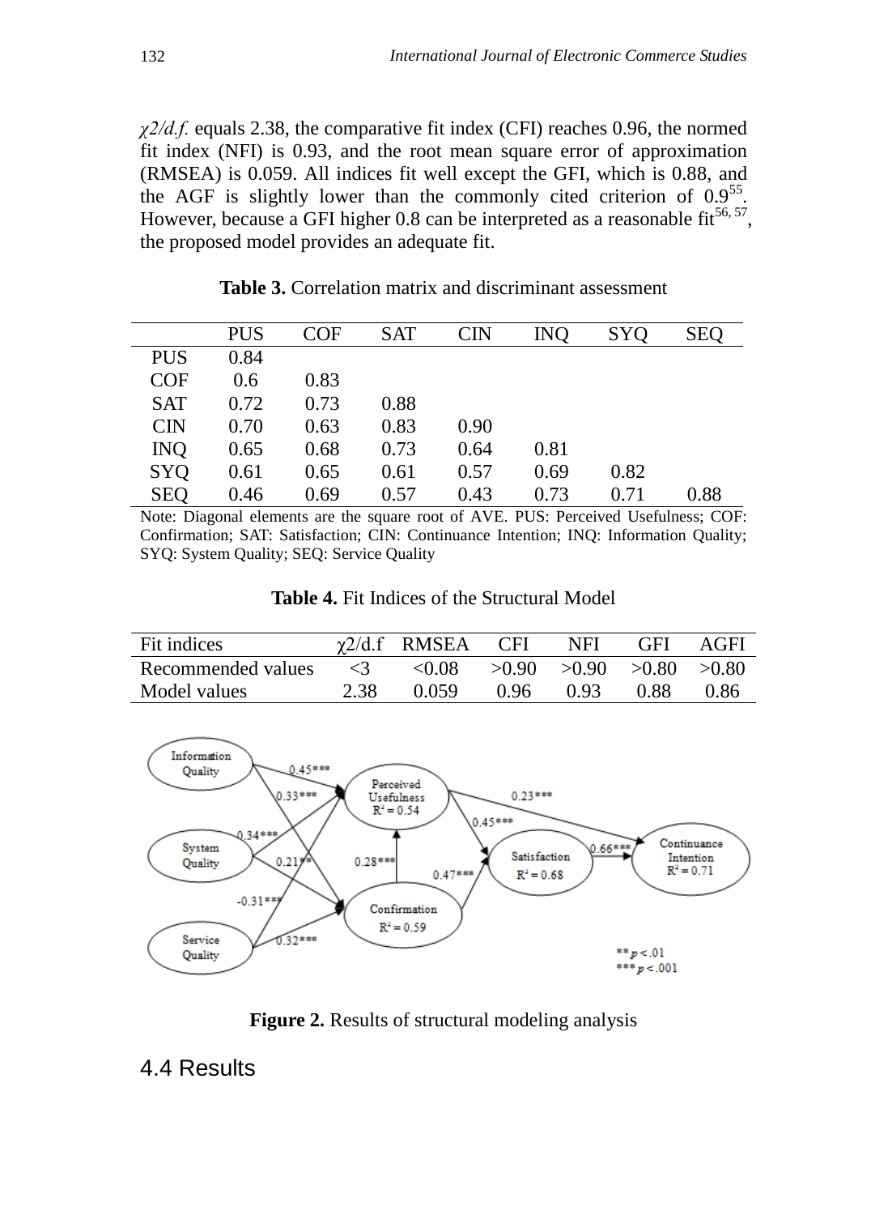*χ2/d.f.* equals 2.38, the comparative fit index (CFI) reaches 0.96, the normed fit index (NFI) is 0.93, and the root mean square error of approximation (RMSEA) is 0.059. All indices fit well except the GFI, which is 0.88, and the AGF is slightly lower than the commonly cited criterion of 0.9[55]. However, because a GFI higher 0.8 can be interpreted as a reasonable fit[56, 57], the proposed model provides an adequate fit.

**Table 3.** Correlation matrix and discriminant assessment

| | PUS | COF | SAT | CIN | INQ | SYQ | SEQ |
|---|---|---|---|---|---|---|---|
| PUS | 0.84 | | | | | | |
| COF | 0.6 | 0.83 | | | | | |
| SAT | 0.72 | 0.73 | 0.88 | | | | |
| CIN | 0.70 | 0.63 | 0.83 | 0.90 | | | |
| INQ | 0.65 | 0.68 | 0.73 | 0.64 | 0.81 | | |
| SYQ | 0.61 | 0.65 | 0.61 | 0.57 | 0.69 | 0.82 | |
| SEQ | 0.46 | 0.69 | 0.57 | 0.43 | 0.73 | 0.71 | 0.88 |

Note: Diagonal elements are the square root of AVE. PUS: Perceived Usefulness; COF: Confirmation; SAT: Satisfaction; CIN: Continuance Intention; INQ: Information Quality; SYQ: System Quality; SEQ: Service Quality

**Table 4.** Fit Indices of the Structural Model

| Fit indices | χ2/d.f | RMSEA | CFI | NFI | GFI | AGFI |
|---|---|---|---|---|---|---|
| Recommended values | <3 | <0.08 | >0.90 | >0.90 | >0.80 | >0.80 |
| Model values | 2.38 | 0.059 | 0.96 | 0.93 | 0.88 | 0.86 |

**Figure 2.** Results of structural modeling analysis

## 4.4 Results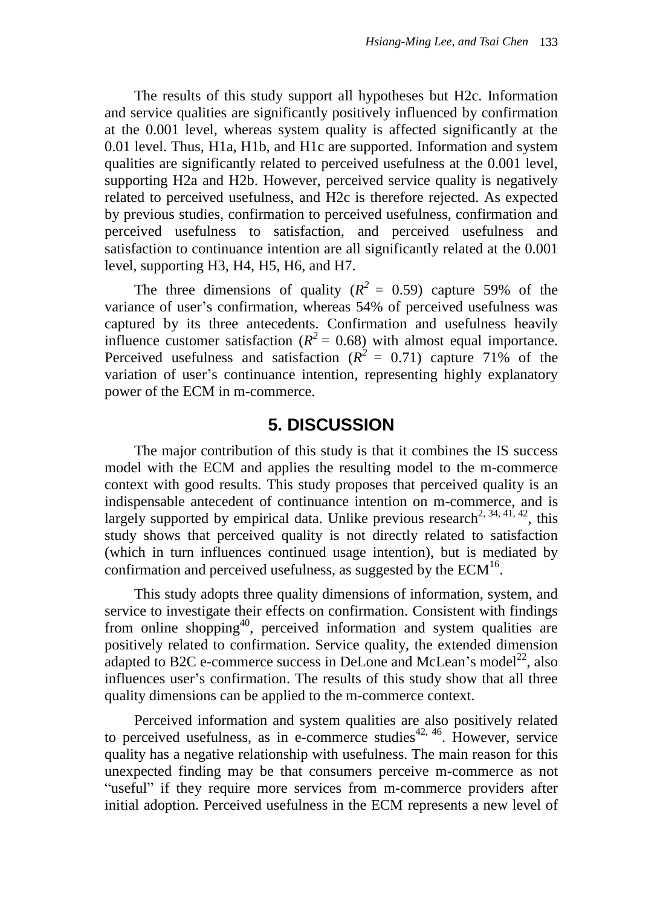The results of this study support all hypotheses but H2c. Information and service qualities are significantly positively influenced by confirmation at the 0.001 level, whereas system quality is affected significantly at the 0.01 level. Thus, H1a, H1b, and H1c are supported. Information and system qualities are significantly related to perceived usefulness at the 0.001 level, supporting H2a and H2b. However, perceived service quality is negatively related to perceived usefulness, and H2c is therefore rejected. As expected by previous studies, confirmation to perceived usefulness, confirmation and perceived usefulness to satisfaction, and perceived usefulness and satisfaction to continuance intention are all significantly related at the 0.001 level, supporting H3, H4, H5, H6, and H7.

The three dimensions of quality ($R^2$ = 0.59) capture 59% of the variance of user's confirmation, whereas 54% of perceived usefulness was captured by its three antecedents. Confirmation and usefulness heavily influence customer satisfaction ($R^2$ = 0.68) with almost equal importance. Perceived usefulness and satisfaction ($R^2$ = 0.71) capture 71% of the variation of user's continuance intention, representing highly explanatory power of the ECM in m-commerce.

## 5. DISCUSSION

The major contribution of this study is that it combines the IS success model with the ECM and applies the resulting model to the m-commerce context with good results. This study proposes that perceived quality is an indispensable antecedent of continuance intention on m-commerce, and is largely supported by empirical data. Unlike previous research[2, 34, 41, 42], this study shows that perceived quality is not directly related to satisfaction (which in turn influences continued usage intention), but is mediated by confirmation and perceived usefulness, as suggested by the ECM[16].

This study adopts three quality dimensions of information, system, and service to investigate their effects on confirmation. Consistent with findings from online shopping[40], perceived information and system qualities are positively related to confirmation. Service quality, the extended dimension adapted to B2C e-commerce success in DeLone and McLean's model[22], also influences user's confirmation. The results of this study show that all three quality dimensions can be applied to the m-commerce context.

Perceived information and system qualities are also positively related to perceived usefulness, as in e-commerce studies[42, 46]. However, service quality has a negative relationship with usefulness. The main reason for this unexpected finding may be that consumers perceive m-commerce as not "useful" if they require more services from m-commerce providers after initial adoption. Perceived usefulness in the ECM represents a new level of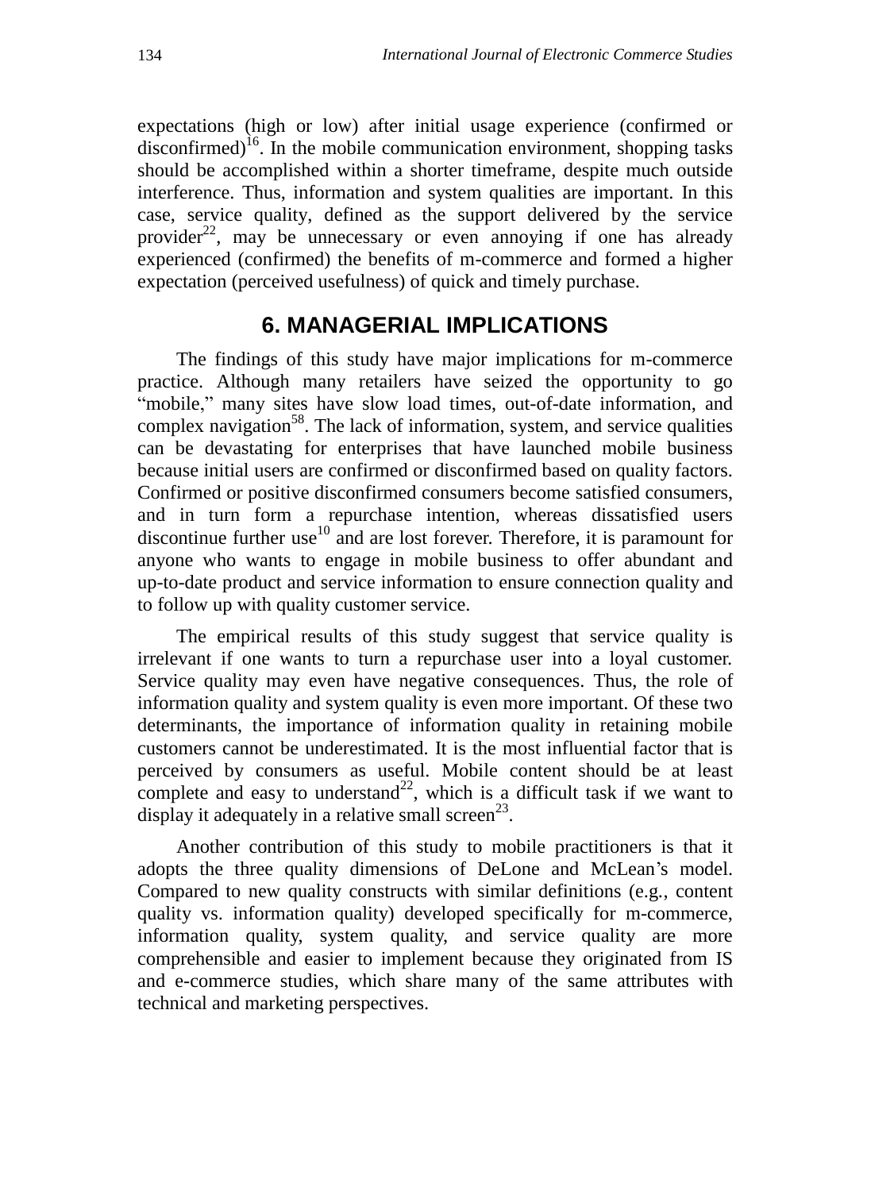expectations (high or low) after initial usage experience (confirmed or disconfirmed)[16]. In the mobile communication environment, shopping tasks should be accomplished within a shorter timeframe, despite much outside interference. Thus, information and system qualities are important. In this case, service quality, defined as the support delivered by the service provider[22], may be unnecessary or even annoying if one has already experienced (confirmed) the benefits of m-commerce and formed a higher expectation (perceived usefulness) of quick and timely purchase.

## 6. MANAGERIAL IMPLICATIONS

The findings of this study have major implications for m-commerce practice. Although many retailers have seized the opportunity to go "mobile," many sites have slow load times, out-of-date information, and complex navigation[58]. The lack of information, system, and service qualities can be devastating for enterprises that have launched mobile business because initial users are confirmed or disconfirmed based on quality factors. Confirmed or positive disconfirmed consumers become satisfied consumers, and in turn form a repurchase intention, whereas dissatisfied users discontinue further use[10] and are lost forever. Therefore, it is paramount for anyone who wants to engage in mobile business to offer abundant and up-to-date product and service information to ensure connection quality and to follow up with quality customer service.

The empirical results of this study suggest that service quality is irrelevant if one wants to turn a repurchase user into a loyal customer. Service quality may even have negative consequences. Thus, the role of information quality and system quality is even more important. Of these two determinants, the importance of information quality in retaining mobile customers cannot be underestimated. It is the most influential factor that is perceived by consumers as useful. Mobile content should be at least complete and easy to understand[22], which is a difficult task if we want to display it adequately in a relative small screen[23].

Another contribution of this study to mobile practitioners is that it adopts the three quality dimensions of DeLone and McLean's model. Compared to new quality constructs with similar definitions (e.g., content quality vs. information quality) developed specifically for m-commerce, information quality, system quality, and service quality are more comprehensible and easier to implement because they originated from IS and e-commerce studies, which share many of the same attributes with technical and marketing perspectives.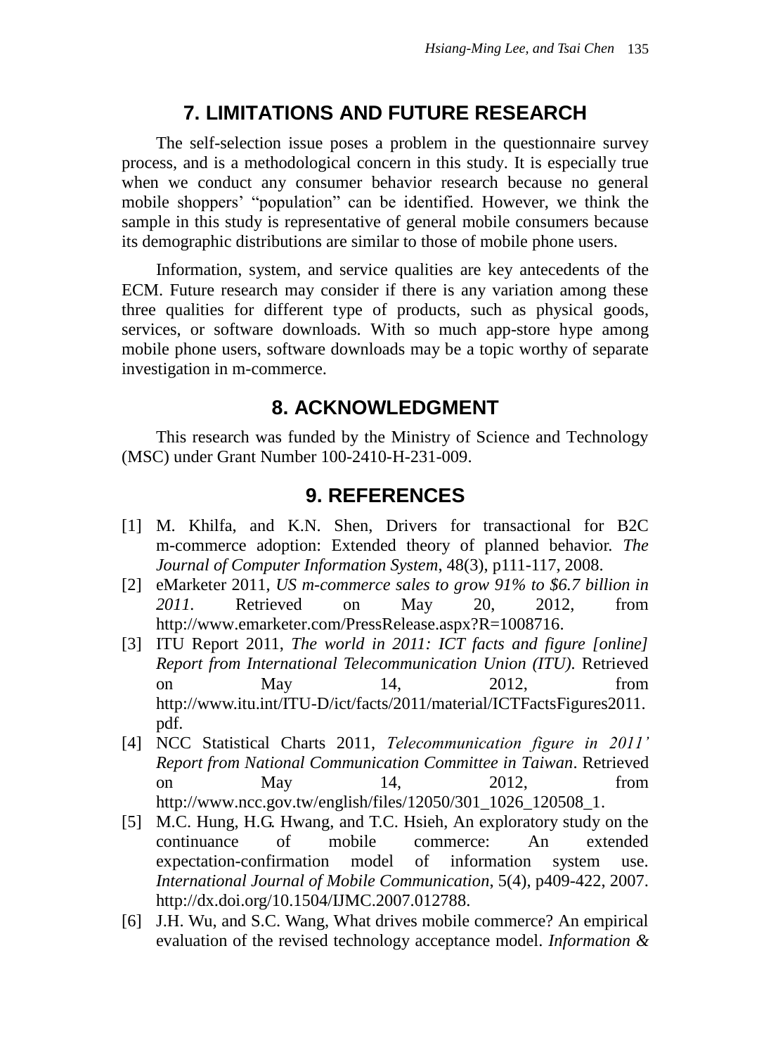## 7. LIMITATIONS AND FUTURE RESEARCH

The self-selection issue poses a problem in the questionnaire survey process, and is a methodological concern in this study. It is especially true when we conduct any consumer behavior research because no general mobile shoppers' "population" can be identified. However, we think the sample in this study is representative of general mobile consumers because its demographic distributions are similar to those of mobile phone users.

Information, system, and service qualities are key antecedents of the ECM. Future research may consider if there is any variation among these three qualities for different type of products, such as physical goods, services, or software downloads. With so much app-store hype among mobile phone users, software downloads may be a topic worthy of separate investigation in m-commerce.

## 8. ACKNOWLEDGMENT

This research was funded by the Ministry of Science and Technology (MSC) under Grant Number 100-2410-H-231-009.

## 9. REFERENCES

[1] M. Khilfa, and K.N. Shen, Drivers for transactional for B2C m-commerce adoption: Extended theory of planned behavior. *The Journal of Computer Information System*, 48(3), p111-117, 2008.

[2] eMarketer 2011, *US m-commerce sales to grow 91% to $6.7 billion in 2011*. Retrieved on May 20, 2012, from http://www.emarketer.com/PressRelease.aspx?R=1008716.

[3] ITU Report 2011, *The world in 2011: ICT facts and figure [online] Report from International Telecommunication Union (ITU)*. Retrieved on May 14, 2012, from http://www.itu.int/ITU-D/ict/facts/2011/material/ICTFactsFigures2011.pdf.

[4] NCC Statistical Charts 2011, *Telecommunication figure in 2011' Report from National Communication Committee in Taiwan*. Retrieved on May 14, 2012, from http://www.ncc.gov.tw/english/files/12050/301_1026_120508_1.

[5] M.C. Hung, H.G. Hwang, and T.C. Hsieh, An exploratory study on the continuance of mobile commerce: An extended expectation-confirmation model of information system use. *International Journal of Mobile Communication*, 5(4), p409-422, 2007. http://dx.doi.org/10.1504/IJMC.2007.012788.

[6] J.H. Wu, and S.C. Wang, What drives mobile commerce? An empirical evaluation of the revised technology acceptance model. *Information &*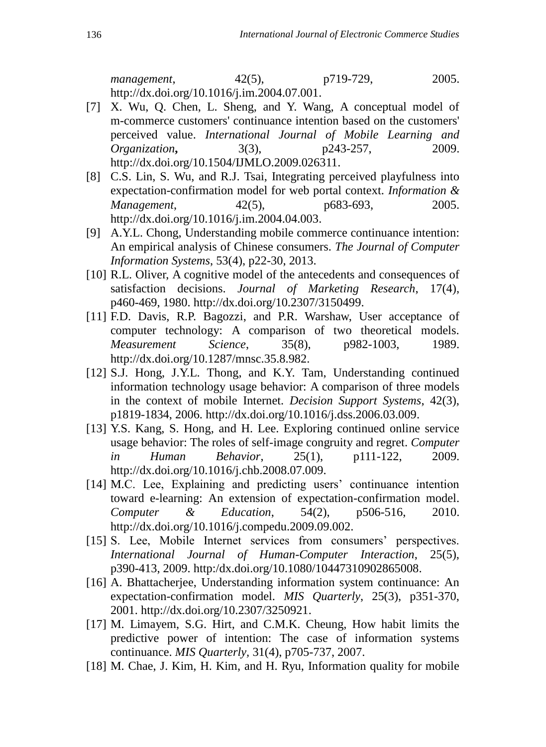*management*, 42(5), p719-729, 2005. http://dx.doi.org/10.1016/j.im.2004.07.001.

[7] X. Wu, Q. Chen, L. Sheng, and Y. Wang, A conceptual model of m-commerce customers' continuance intention based on the customers' perceived value. *International Journal of Mobile Learning and Organization*, 3(3), p243-257, 2009. http://dx.doi.org/10.1504/IJMLO.2009.026311.

[8] C.S. Lin, S. Wu, and R.J. Tsai, Integrating perceived playfulness into expectation-confirmation model for web portal context. *Information & Management*, 42(5), p683-693, 2005. http://dx.doi.org/10.1016/j.im.2004.04.003.

[9] A.Y.L. Chong, Understanding mobile commerce continuance intention: An empirical analysis of Chinese consumers. *The Journal of Computer Information Systems*, 53(4), p22-30, 2013.

[10] R.L. Oliver, A cognitive model of the antecedents and consequences of satisfaction decisions. *Journal of Marketing Research*, 17(4), p460-469, 1980. http://dx.doi.org/10.2307/3150499.

[11] F.D. Davis, R.P. Bagozzi, and P.R. Warshaw, User acceptance of computer technology: A comparison of two theoretical models. *Measurement Science*, 35(8), p982-1003, 1989. http://dx.doi.org/10.1287/mnsc.35.8.982.

[12] S.J. Hong, J.Y.L. Thong, and K.Y. Tam, Understanding continued information technology usage behavior: A comparison of three models in the context of mobile Internet. *Decision Support Systems*, 42(3), p1819-1834, 2006. http://dx.doi.org/10.1016/j.dss.2006.03.009.

[13] Y.S. Kang, S. Hong, and H. Lee. Exploring continued online service usage behavior: The roles of self-image congruity and regret. *Computer in Human Behavior*, 25(1), p111-122, 2009. http://dx.doi.org/10.1016/j.chb.2008.07.009.

[14] M.C. Lee, Explaining and predicting users' continuance intention toward e-learning: An extension of expectation-confirmation model. *Computer & Education*, 54(2), p506-516, 2010. http://dx.doi.org/10.1016/j.compedu.2009.09.002.

[15] S. Lee, Mobile Internet services from consumers' perspectives. *International Journal of Human-Computer Interaction*, 25(5), p390-413, 2009. http:/dx.doi.org/10.1080/10447310902865008.

[16] A. Bhattacherjee, Understanding information system continuance: An expectation-confirmation model. *MIS Quarterly*, 25(3), p351-370, 2001. http://dx.doi.org/10.2307/3250921.

[17] M. Limayem, S.G. Hirt, and C.M.K. Cheung, How habit limits the predictive power of intention: The case of information systems continuance. *MIS Quarterly*, 31(4), p705-737, 2007.

[18] M. Chae, J. Kim, H. Kim, and H. Ryu, Information quality for mobile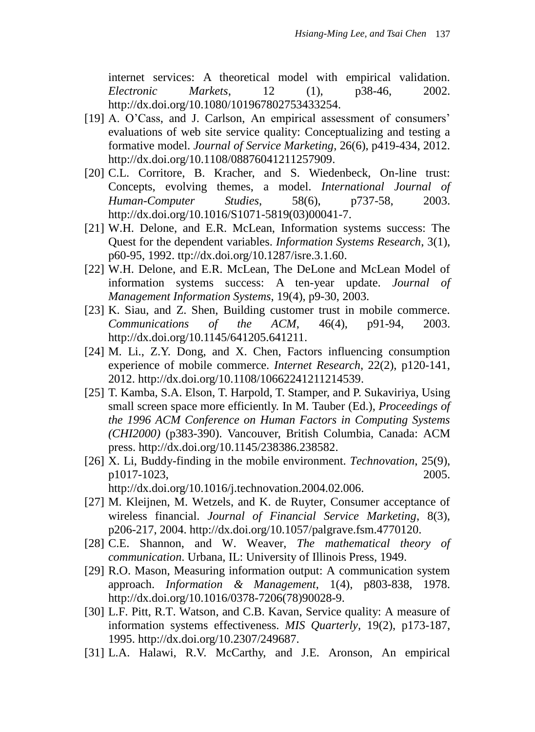internet services: A theoretical model with empirical validation. *Electronic Markets*, 12 (1), p38-46, 2002. http://dx.doi.org/10.1080/101967802753433254.

[19] A. O'Cass, and J. Carlson, An empirical assessment of consumers' evaluations of web site service quality: Conceptualizing and testing a formative model. *Journal of Service Marketing*, 26(6), p419-434, 2012. http://dx.doi.org/10.1108/08876041211257909.

[20] C.L. Corritore, B. Kracher, and S. Wiedenbeck, On-line trust: Concepts, evolving themes, a model. *International Journal of Human-Computer Studies*, 58(6), p737-58, 2003. http://dx.doi.org/10.1016/S1071-5819(03)00041-7.

[21] W.H. Delone, and E.R. McLean, Information systems success: The Quest for the dependent variables. *Information Systems Research*, 3(1), p60-95, 1992. ttp://dx.doi.org/10.1287/isre.3.1.60.

[22] W.H. Delone, and E.R. McLean, The DeLone and McLean Model of information systems success: A ten-year update. *Journal of Management Information Systems*, 19(4), p9-30, 2003.

[23] K. Siau, and Z. Shen, Building customer trust in mobile commerce. *Communications of the ACM*, 46(4), p91-94, 2003. http://dx.doi.org/10.1145/641205.641211.

[24] M. Li., Z.Y. Dong, and X. Chen, Factors influencing consumption experience of mobile commerce. *Internet Research*, 22(2), p120-141, 2012. http://dx.doi.org/10.1108/10662241211214539.

[25] T. Kamba, S.A. Elson, T. Harpold, T. Stamper, and P. Sukaviriya, Using small screen space more efficiently. In M. Tauber (Ed.), *Proceedings of the 1996 ACM Conference on Human Factors in Computing Systems (CHI2000)* (p383-390). Vancouver, British Columbia, Canada: ACM press. http://dx.doi.org/10.1145/238386.238582.

[26] X. Li, Buddy-finding in the mobile environment. *Technovation*, 25(9), p1017-1023, 2005. http://dx.doi.org/10.1016/j.technovation.2004.02.006.

[27] M. Kleijnen, M. Wetzels, and K. de Ruyter, Consumer acceptance of wireless financial. *Journal of Financial Service Marketing*, 8(3), p206-217, 2004. http://dx.doi.org/10.1057/palgrave.fsm.4770120.

[28] C.E. Shannon, and W. Weaver, *The mathematical theory of communication*. Urbana, IL: University of Illinois Press, 1949.

[29] R.O. Mason, Measuring information output: A communication system approach. *Information & Management*, 1(4), p803-838, 1978. http://dx.doi.org/10.1016/0378-7206(78)90028-9.

[30] L.F. Pitt, R.T. Watson, and C.B. Kavan, Service quality: A measure of information systems effectiveness. *MIS Quarterly*, 19(2), p173-187, 1995. http://dx.doi.org/10.2307/249687.

[31] L.A. Halawi, R.V. McCarthy, and J.E. Aronson, An empirical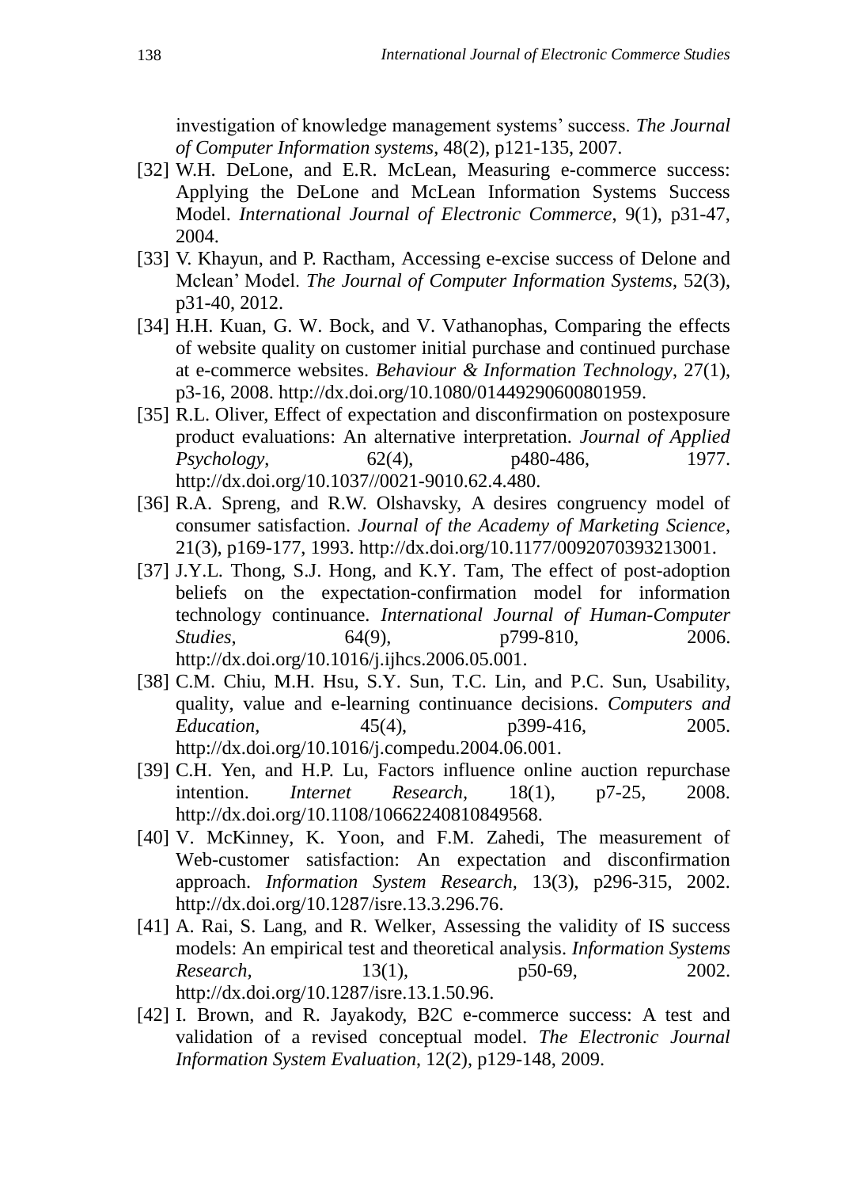investigation of knowledge management systems' success. *The Journal of Computer Information systems*, 48(2), p121-135, 2007.

[32] W.H. DeLone, and E.R. McLean, Measuring e-commerce success: Applying the DeLone and McLean Information Systems Success Model. *International Journal of Electronic Commerce*, 9(1), p31-47, 2004.

[33] V. Khayun, and P. Ractham, Accessing e-excise success of Delone and Mclean' Model. *The Journal of Computer Information Systems*, 52(3), p31-40, 2012.

[34] H.H. Kuan, G. W. Bock, and V. Vathanophas, Comparing the effects of website quality on customer initial purchase and continued purchase at e-commerce websites. *Behaviour & Information Technology*, 27(1), p3-16, 2008. http://dx.doi.org/10.1080/01449290600801959.

[35] R.L. Oliver, Effect of expectation and disconfirmation on postexposure product evaluations: An alternative interpretation. *Journal of Applied Psychology*, 62(4), p480-486, 1977. http://dx.doi.org/10.1037//0021-9010.62.4.480.

[36] R.A. Spreng, and R.W. Olshavsky, A desires congruency model of consumer satisfaction. *Journal of the Academy of Marketing Science*, 21(3), p169-177, 1993. http://dx.doi.org/10.1177/0092070393213001.

[37] J.Y.L. Thong, S.J. Hong, and K.Y. Tam, The effect of post-adoption beliefs on the expectation-confirmation model for information technology continuance. *International Journal of Human-Computer Studies*, 64(9), p799-810, 2006. http://dx.doi.org/10.1016/j.ijhcs.2006.05.001.

[38] C.M. Chiu, M.H. Hsu, S.Y. Sun, T.C. Lin, and P.C. Sun, Usability, quality, value and e-learning continuance decisions. *Computers and Education*, 45(4), p399-416, 2005. http://dx.doi.org/10.1016/j.compedu.2004.06.001.

[39] C.H. Yen, and H.P. Lu, Factors influence online auction repurchase intention. *Internet Research*, 18(1), p7-25, 2008. http://dx.doi.org/10.1108/10662240810849568.

[40] V. McKinney, K. Yoon, and F.M. Zahedi, The measurement of Web-customer satisfaction: An expectation and disconfirmation approach. *Information System Research*, 13(3), p296-315, 2002. http://dx.doi.org/10.1287/isre.13.3.296.76.

[41] A. Rai, S. Lang, and R. Welker, Assessing the validity of IS success models: An empirical test and theoretical analysis. *Information Systems Research*, 13(1), p50-69, 2002. http://dx.doi.org/10.1287/isre.13.1.50.96.

[42] I. Brown, and R. Jayakody, B2C e-commerce success: A test and validation of a revised conceptual model. *The Electronic Journal Information System Evaluation*, 12(2), p129-148, 2009.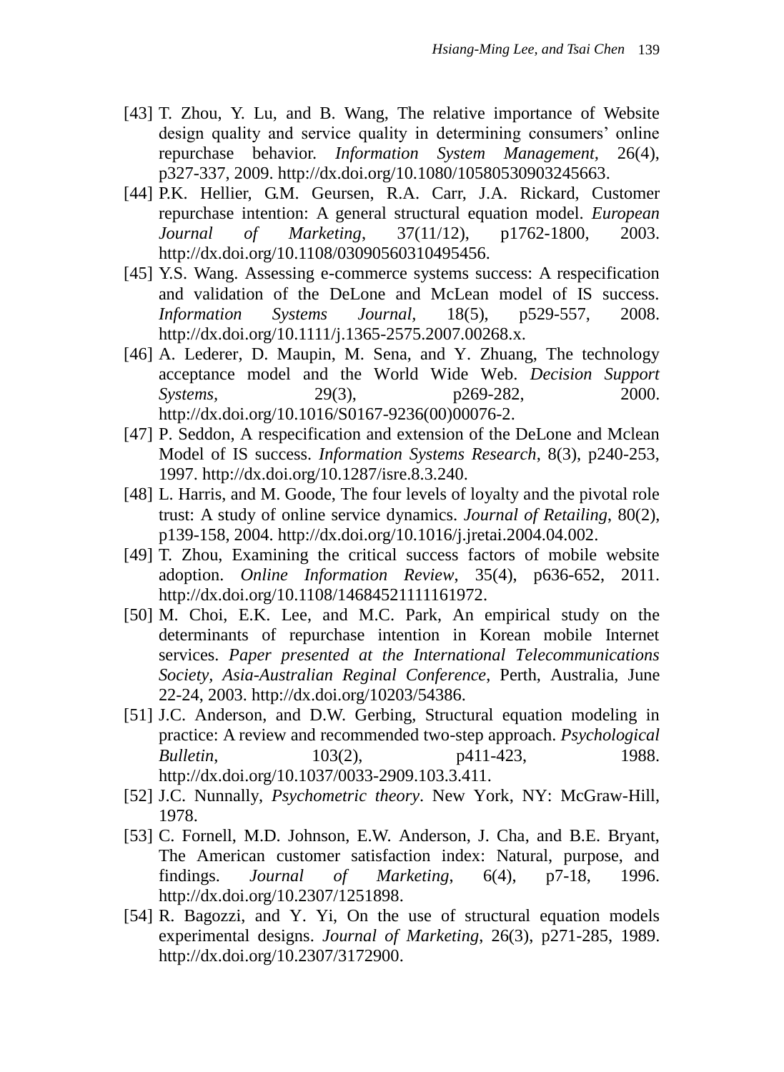[43] T. Zhou, Y. Lu, and B. Wang, The relative importance of Website design quality and service quality in determining consumers' online repurchase behavior. *Information System Management*, 26(4), p327-337, 2009. http://dx.doi.org/10.1080/10580530903245663.

[44] P.K. Hellier, G.M. Geursen, R.A. Carr, J.A. Rickard, Customer repurchase intention: A general structural equation model. *European Journal of Marketing*, 37(11/12), p1762-1800, 2003. http://dx.doi.org/10.1108/03090560310495456.

[45] Y.S. Wang. Assessing e-commerce systems success: A respecification and validation of the DeLone and McLean model of IS success. *Information Systems Journal*, 18(5), p529-557, 2008. http://dx.doi.org/10.1111/j.1365-2575.2007.00268.x.

[46] A. Lederer, D. Maupin, M. Sena, and Y. Zhuang, The technology acceptance model and the World Wide Web. *Decision Support Systems*, 29(3), p269-282, 2000. http://dx.doi.org/10.1016/S0167-9236(00)00076-2.

[47] P. Seddon, A respecification and extension of the DeLone and Mclean Model of IS success. *Information Systems Research*, 8(3), p240-253, 1997. http://dx.doi.org/10.1287/isre.8.3.240.

[48] L. Harris, and M. Goode, The four levels of loyalty and the pivotal role trust: A study of online service dynamics. *Journal of Retailing*, 80(2), p139-158, 2004. http://dx.doi.org/10.1016/j.jretai.2004.04.002.

[49] T. Zhou, Examining the critical success factors of mobile website adoption. *Online Information Review*, 35(4), p636-652, 2011. http://dx.doi.org/10.1108/14684521111161972.

[50] M. Choi, E.K. Lee, and M.C. Park, An empirical study on the determinants of repurchase intention in Korean mobile Internet services. *Paper presented at the International Telecommunications Society, Asia-Australian Reginal Conference*, Perth, Australia, June 22-24, 2003. http://dx.doi.org/10203/54386.

[51] J.C. Anderson, and D.W. Gerbing, Structural equation modeling in practice: A review and recommended two-step approach. *Psychological Bulletin*, 103(2), p411-423, 1988. http://dx.doi.org/10.1037/0033-2909.103.3.411.

[52] J.C. Nunnally, *Psychometric theory*. New York, NY: McGraw-Hill, 1978.

[53] C. Fornell, M.D. Johnson, E.W. Anderson, J. Cha, and B.E. Bryant, The American customer satisfaction index: Natural, purpose, and findings. *Journal of Marketing*, 6(4), p7-18, 1996. http://dx.doi.org/10.2307/1251898.

[54] R. Bagozzi, and Y. Yi, On the use of structural equation models experimental designs. *Journal of Marketing*, 26(3), p271-285, 1989. http://dx.doi.org/10.2307/3172900.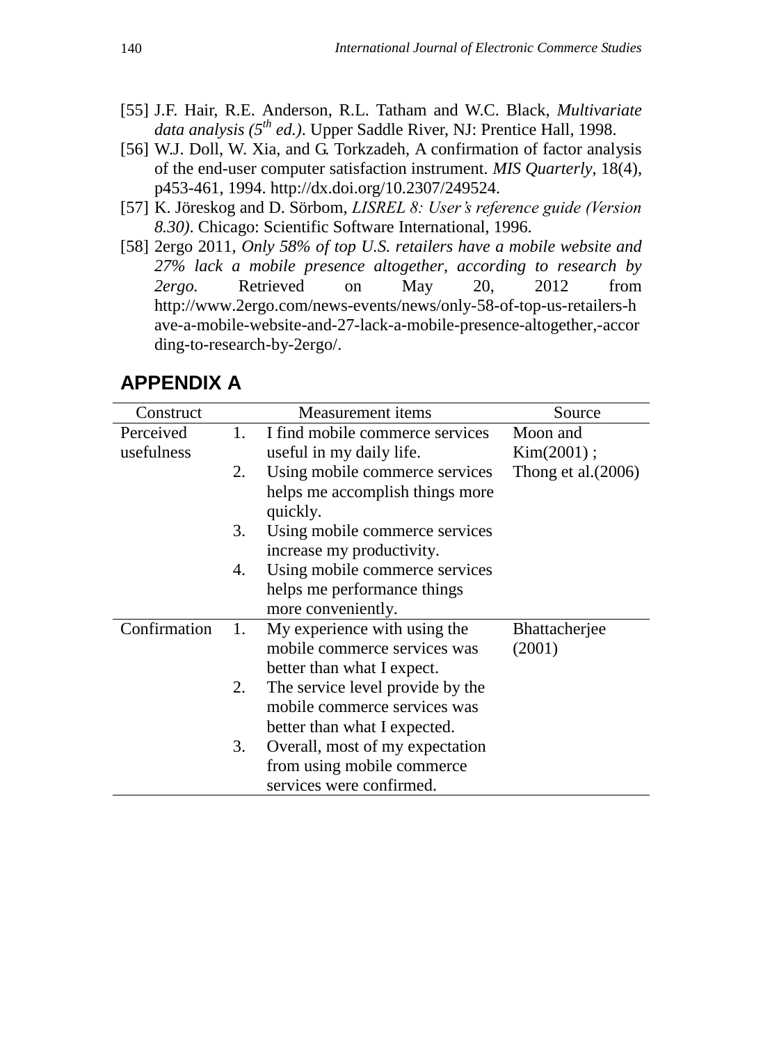[55] J.F. Hair, R.E. Anderson, R.L. Tatham and W.C. Black, *Multivariate data analysis (5th ed.)*. Upper Saddle River, NJ: Prentice Hall, 1998.

[56] W.J. Doll, W. Xia, and G. Torkzadeh, A confirmation of factor analysis of the end-user computer satisfaction instrument. *MIS Quarterly*, 18(4), p453-461, 1994. http://dx.doi.org/10.2307/249524.

[57] K. Jöreskog and D. Sörbom, *LISREL 8: User's reference guide (Version 8.30)*. Chicago: Scientific Software International, 1996.

[58] 2ergo 2011, *Only 58% of top U.S. retailers have a mobile website and 27% lack a mobile presence altogether, according to research by 2ergo.* Retrieved on May 20, 2012 from http://www.2ergo.com/news-events/news/only-58-of-top-us-retailers-have-a-mobile-website-and-27-lack-a-mobile-presence-altogether,-according-to-research-by-2ergo/.

## APPENDIX A

| Construct | Measurement items | Source |
|---|---|---|
| Perceived usefulness | 1. I find mobile commerce services useful in my daily life.<br>2. Using mobile commerce services helps me accomplish things more quickly.<br>3. Using mobile commerce services increase my productivity.<br>4. Using mobile commerce services helps me performance things more conveniently. | Moon and Kim(2001) ; Thong et al.(2006) |
| Confirmation | 1. My experience with using the mobile commerce services was better than what I expect.<br>2. The service level provide by the mobile commerce services was better than what I expected.<br>3. Overall, most of my expectation from using mobile commerce services were confirmed. | Bhattacherjee (2001) |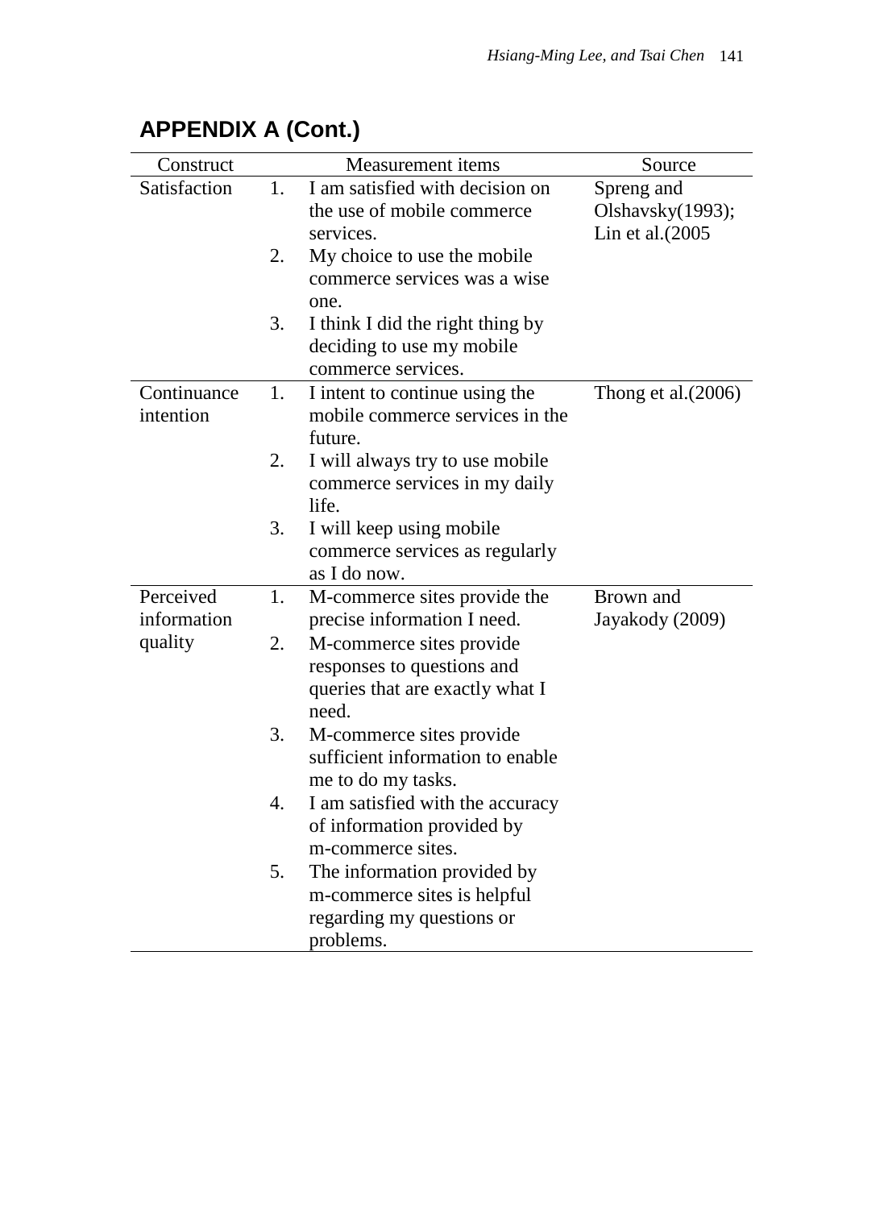## APPENDIX A (Cont.)

| Construct | Measurement items | Source |
|---|---|---|
| Satisfaction | 1. I am satisfied with decision on the use of mobile commerce services.<br>2. My choice to use the mobile commerce services was a wise one.<br>3. I think I did the right thing by deciding to use my mobile commerce services. | Spreng and Olshavsky(1993); Lin et al.(2005 |
| Continuance intention | 1. I intent to continue using the mobile commerce services in the future.<br>2. I will always try to use mobile commerce services in my daily life.<br>3. I will keep using mobile commerce services as regularly as I do now. | Thong et al.(2006) |
| Perceived information quality | 1. M-commerce sites provide the precise information I need.<br>2. M-commerce sites provide responses to questions and queries that are exactly what I need.<br>3. M-commerce sites provide sufficient information to enable me to do my tasks.<br>4. I am satisfied with the accuracy of information provided by m-commerce sites.<br>5. The information provided by m-commerce sites is helpful regarding my questions or problems. | Brown and Jayakody (2009) |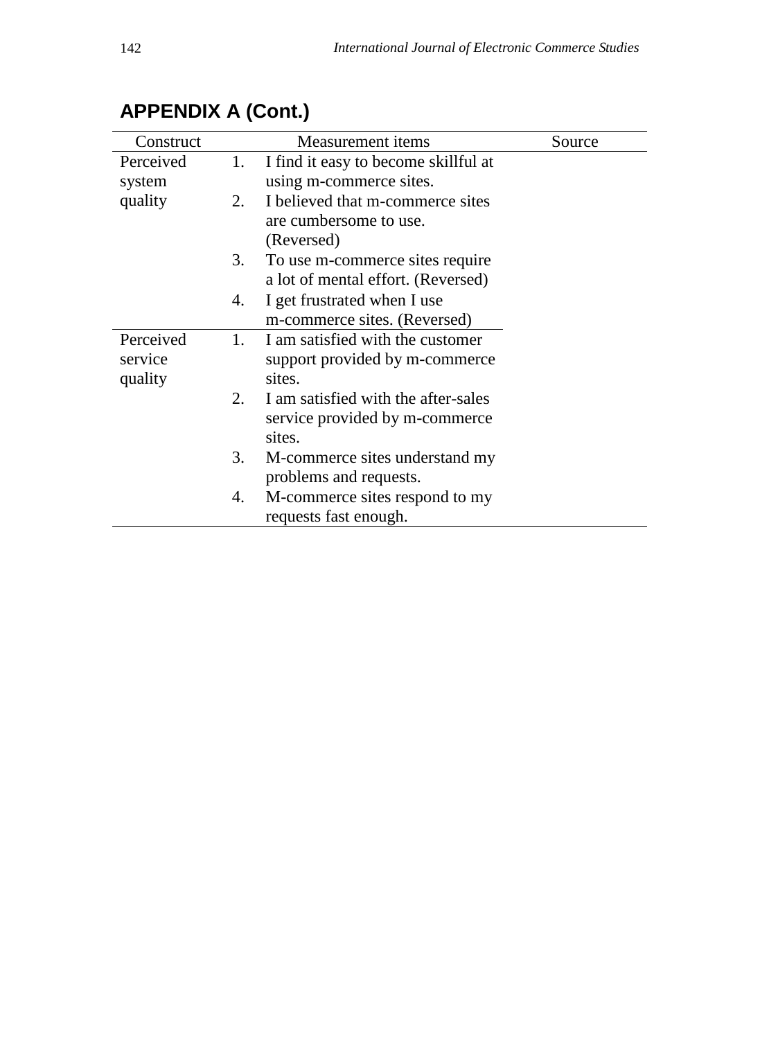## APPENDIX A (Cont.)

| Construct | Measurement items | Source |
| --- | --- | --- |
| Perceived system quality | 1. I find it easy to become skillful at using m-commerce sites. | |
| | 2. I believed that m-commerce sites are cumbersome to use. (Reversed) | |
| | 3. To use m-commerce sites require a lot of mental effort. (Reversed) | |
| | 4. I get frustrated when I use m-commerce sites. (Reversed) | |
| Perceived service quality | 1. I am satisfied with the customer support provided by m-commerce sites. | |
| | 2. I am satisfied with the after-sales service provided by m-commerce sites. | |
| | 3. M-commerce sites understand my problems and requests. | |
| | 4. M-commerce sites respond to my requests fast enough. | |